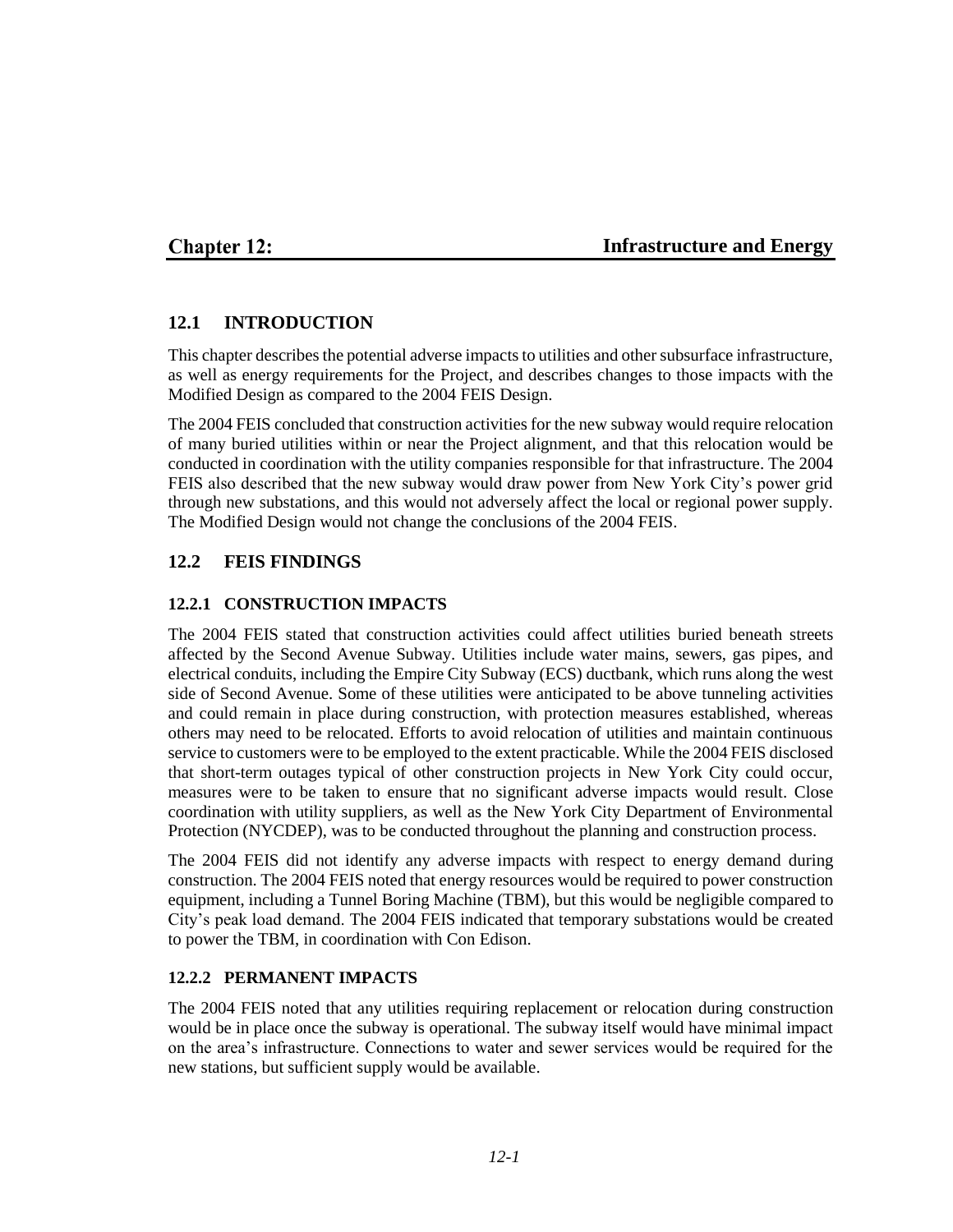# Chapter 12: Infrastructure and Energy

## 12.1 INTRODUCTION

This chapter describes the potential adverse impacts to utilities and other subsurface infrastructure, as well as energy requirements for the Project, and describes changes to those impacts with the Modified Design as compared to the 2004 FEIS Design.

The 2004 FEIS concluded that construction activities for the new subway would require relocation of many buried utilities within or near the Project alignment, and that this relocation would be conducted in coordination with the utility companies responsible for that infrastructure. The 2004 FEIS also described that the new subway would draw power from New York City's power grid through new substations, and this would not adversely affect the local or regional power supply. The Modified Design would not change the conclusions of the 2004 FEIS.

## 12.2 FEIS FINDINGS

### 12.2.1 CONSTRUCTION IMPACTS

The 2004 FEIS stated that construction activities could affect utilities buried beneath streets affected by the Second Avenue Subway. Utilities include water mains, sewers, gas pipes, and electrical conduits, including the Empire City Subway (ECS) ductbank, which runs along the west side of Second Avenue. Some of these utilities were anticipated to be above tunneling activities and could remain in place during construction, with protection measures established, whereas others may need to be relocated. Efforts to avoid relocation of utilities and maintain continuous service to customers were to be employed to the extent practicable. While the 2004 FEIS disclosed that short-term outages typical of other construction projects in New York City could occur, measures were to be taken to ensure that no significant adverse impacts would result. Close coordination with utility suppliers, as well as the New York City Department of Environmental Protection (NYCDEP), was to be conducted throughout the planning and construction process.

The 2004 FEIS did not identify any adverse impacts with respect to energy demand during construction. The 2004 FEIS noted that energy resources would be required to power construction equipment, including a Tunnel Boring Machine (TBM), but this would be negligible compared to City's peak load demand. The 2004 FEIS indicated that temporary substations would be created to power the TBM, in coordination with Con Edison.

### 12.2.2 PERMANENT IMPACTS

The 2004 FEIS noted that any utilities requiring replacement or relocation during construction would be in place once the subway is operational. The subway itself would have minimal impact on the area's infrastructure. Connections to water and sewer services would be required for the new stations, but sufficient supply would be available.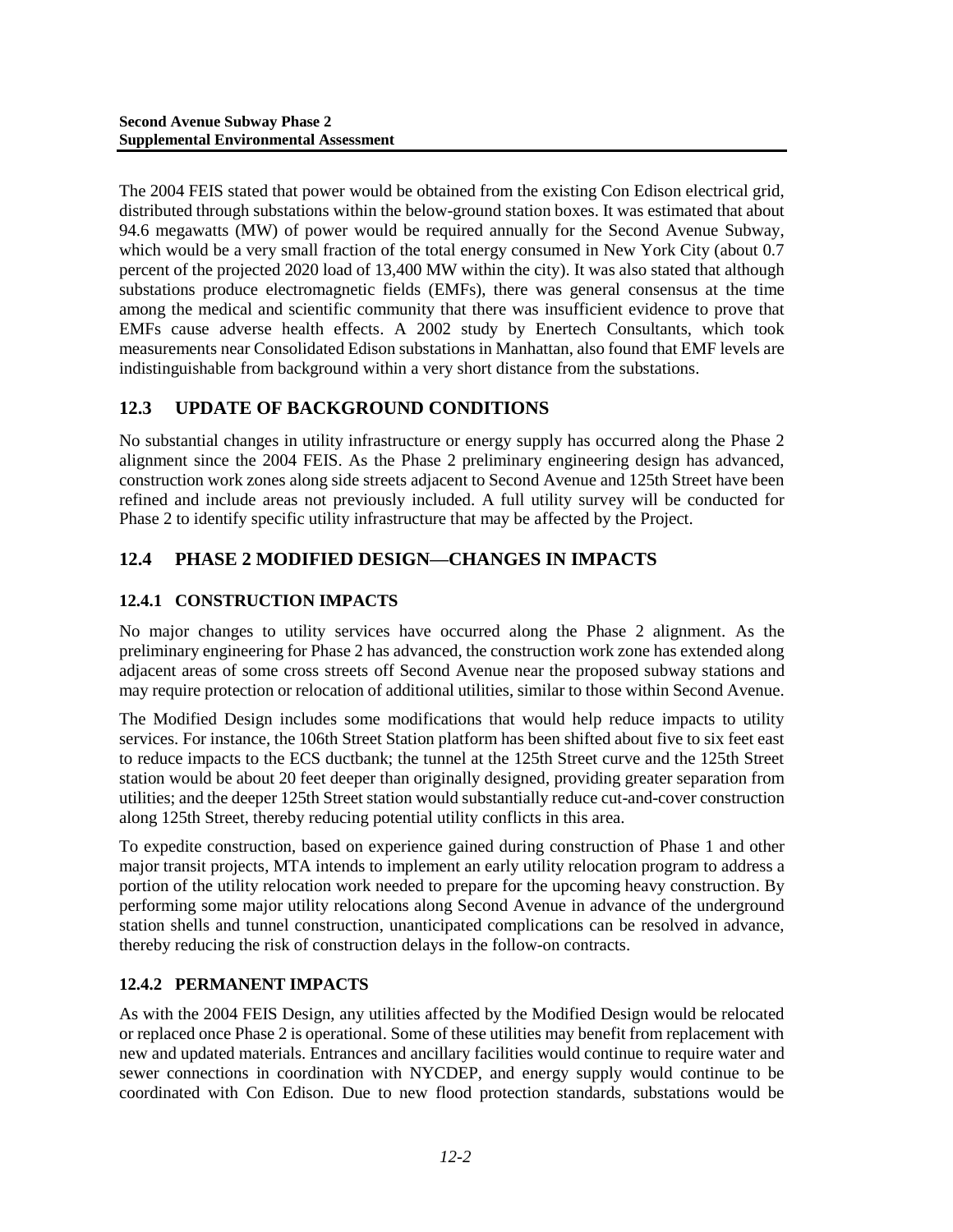The 2004 FEIS stated that power would be obtained from the existing Con Edison electrical grid, distributed through substations within the below-ground station boxes. It was estimated that about 94.6 megawatts (MW) of power would be required annually for the Second Avenue Subway, which would be a very small fraction of the total energy consumed in New York City (about 0.7 percent of the projected 2020 load of 13,400 MW within the city). It was also stated that although substations produce electromagnetic fields (EMFs), there was general consensus at the time among the medical and scientific community that there was insufficient evidence to prove that EMFs cause adverse health effects. A 2002 study by Enertech Consultants, which took measurements near Consolidated Edison substations in Manhattan, also found that EMF levels are indistinguishable from background within a very short distance from the substations.

## 12.3 UPDATE OF BACKGROUND CONDITIONS

No substantial changes in utility infrastructure or energy supply has occurred along the Phase 2 alignment since the 2004 FEIS. As the Phase 2 preliminary engineering design has advanced, construction work zones along side streets adjacent to Second Avenue and 125th Street have been refined and include areas not previously included. A full utility survey will be conducted for Phase 2 to identify specific utility infrastructure that may be affected by the Project.

## 12.4 PHASE 2 MODIFIED DESIGN—CHANGES IN IMPACTS

### 12.4.1 CONSTRUCTION IMPACTS

No major changes to utility services have occurred along the Phase 2 alignment. As the preliminary engineering for Phase 2 has advanced, the construction work zone has extended along adjacent areas of some cross streets off Second Avenue near the proposed subway stations and may require protection or relocation of additional utilities, similar to those within Second Avenue.

The Modified Design includes some modifications that would help reduce impacts to utility services. For instance, the 106th Street Station platform has been shifted about five to six feet east to reduce impacts to the ECS ductbank; the tunnel at the 125th Street curve and the 125th Street station would be about 20 feet deeper than originally designed, providing greater separation from utilities; and the deeper 125th Street station would substantially reduce cut-and-cover construction along 125th Street, thereby reducing potential utility conflicts in this area.

To expedite construction, based on experience gained during construction of Phase 1 and other major transit projects, MTA intends to implement an early utility relocation program to address a portion of the utility relocation work needed to prepare for the upcoming heavy construction. By performing some major utility relocations along Second Avenue in advance of the underground station shells and tunnel construction, unanticipated complications can be resolved in advance, thereby reducing the risk of construction delays in the follow-on contracts.

### 12.4.2 PERMANENT IMPACTS

As with the 2004 FEIS Design, any utilities affected by the Modified Design would be relocated or replaced once Phase 2 is operational. Some of these utilities may benefit from replacement with new and updated materials. Entrances and ancillary facilities would continue to require water and sewer connections in coordination with NYCDEP, and energy supply would continue to be coordinated with Con Edison. Due to new flood protection standards, substations would be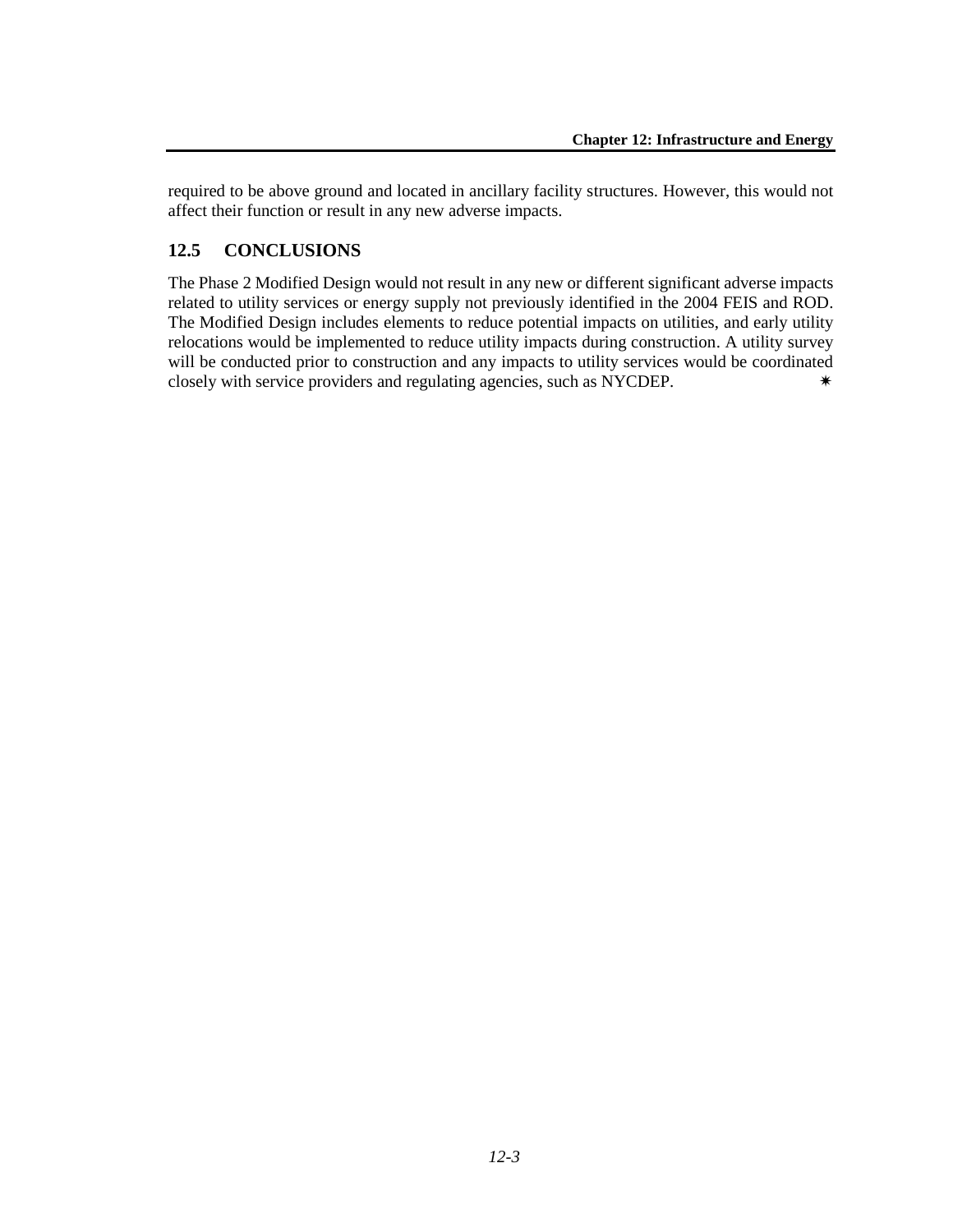required to be above ground and located in ancillary facility structures. However, this would not affect their function or result in any new adverse impacts.

## 12.5 CONCLUSIONS

The Phase 2 Modified Design would not result in any new or different significant adverse impacts related to utility services or energy supply not previously identified in the 2004 FEIS and ROD. The Modified Design includes elements to reduce potential impacts on utilities, and early utility relocations would be implemented to reduce utility impacts during construction. A utility survey will be conducted prior to construction and any impacts to utility services would be coordinated closely with service providers and regulating agencies, such as NYCDEP. ✷